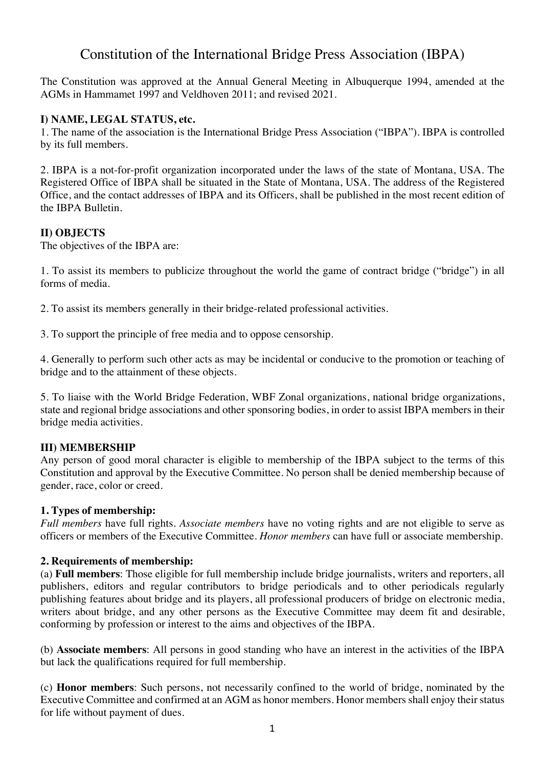# Constitution of the International Bridge Press Association (IBPA)

The Constitution was approved at the Annual General Meeting in Albuquerque 1994, amended at the AGMs in Hammamet 1997 and Veldhoven 2011; and revised 2021.

## I) NAME, LEGAL STATUS, etc.

1. The name of the association is the International Bridge Press Association ("IBPA"). IBPA is controlled by its full members.

2. IBPA is a not-for-profit organization incorporated under the laws of the state of Montana, USA. The Registered Office of IBPA shall be situated in the State of Montana, USA. The address of the Registered Office, and the contact addresses of IBPA and its Officers, shall be published in the most recent edition of the IBPA Bulletin.

## II) OBJECTS

The objectives of the IBPA are:

1. To assist its members to publicize throughout the world the game of contract bridge ("bridge") in all forms of media.

2. To assist its members generally in their bridge-related professional activities.

3. To support the principle of free media and to oppose censorship.

4. Generally to perform such other acts as may be incidental or conducive to the promotion or teaching of bridge and to the attainment of these objects.

5. To liaise with the World Bridge Federation, WBF Zonal organizations, national bridge organizations, state and regional bridge associations and other sponsoring bodies, in order to assist IBPA members in their bridge media activities.

## III) MEMBERSHIP

Any person of good moral character is eligible to membership of the IBPA subject to the terms of this Constitution and approval by the Executive Committee. No person shall be denied membership because of gender, race, color or creed.

### 1. Types of membership:

*Full members* have full rights. *Associate members* have no voting rights and are not eligible to serve as officers or members of the Executive Committee. *Honor members* can have full or associate membership.

### 2. Requirements of membership:

(a) **Full members**: Those eligible for full membership include bridge journalists, writers and reporters, all publishers, editors and regular contributors to bridge periodicals and to other periodicals regularly publishing features about bridge and its players, all professional producers of bridge on electronic media, writers about bridge, and any other persons as the Executive Committee may deem fit and desirable, conforming by profession or interest to the aims and objectives of the IBPA.

(b) **Associate members**: All persons in good standing who have an interest in the activities of the IBPA but lack the qualifications required for full membership.

(c) **Honor members**: Such persons, not necessarily confined to the world of bridge, nominated by the Executive Committee and confirmed at an AGM as honor members. Honor members shall enjoy their status for life without payment of dues.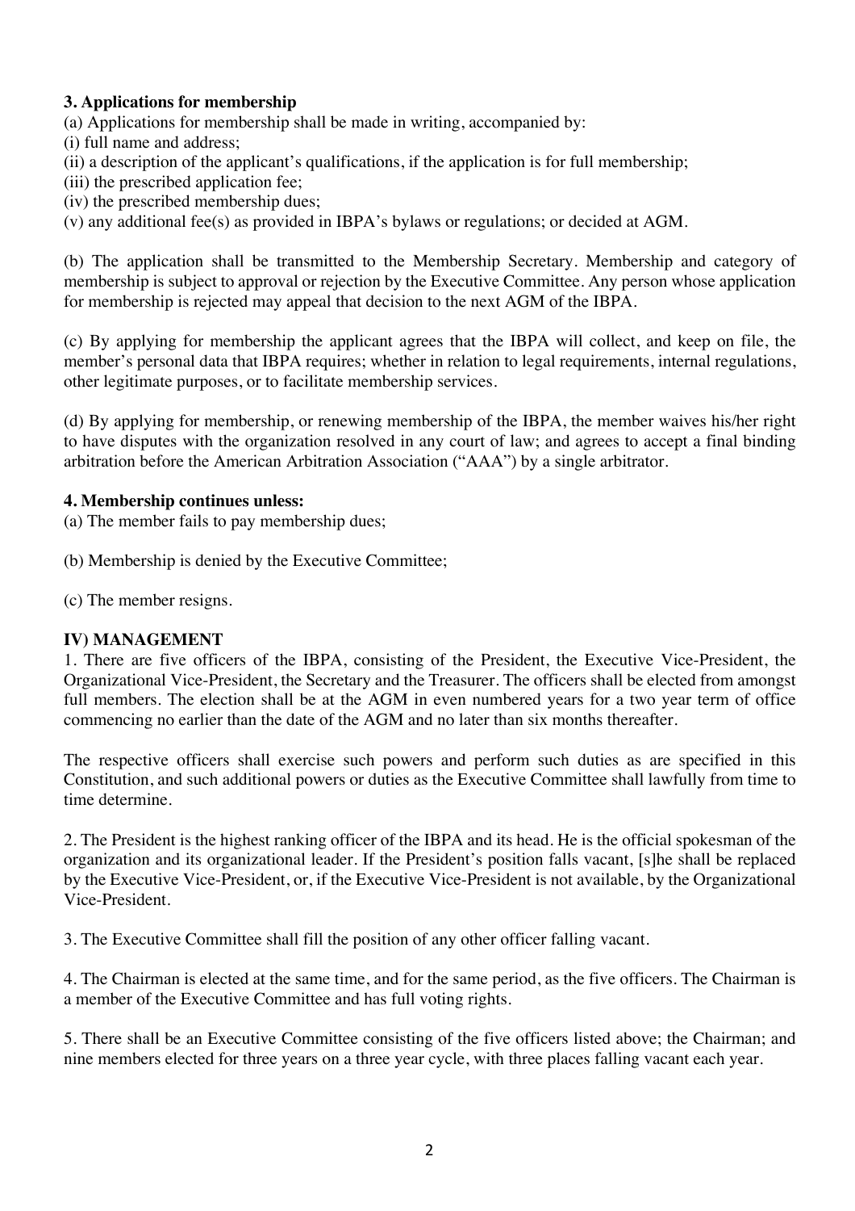**3. Applications for membership**

(a) Applications for membership shall be made in writing, accompanied by:

(i) full name and address;

(ii) a description of the applicant's qualifications, if the application is for full membership;

(iii) the prescribed application fee;

(iv) the prescribed membership dues;

(v) any additional fee(s) as provided in IBPA's bylaws or regulations; or decided at AGM.

(b) The application shall be transmitted to the Membership Secretary. Membership and category of membership is subject to approval or rejection by the Executive Committee. Any person whose application for membership is rejected may appeal that decision to the next AGM of the IBPA.

(c) By applying for membership the applicant agrees that the IBPA will collect, and keep on file, the member's personal data that IBPA requires; whether in relation to legal requirements, internal regulations, other legitimate purposes, or to facilitate membership services.

(d) By applying for membership, or renewing membership of the IBPA, the member waives his/her right to have disputes with the organization resolved in any court of law; and agrees to accept a final binding arbitration before the American Arbitration Association ("AAA") by a single arbitrator.

**4. Membership continues unless:**

(a) The member fails to pay membership dues;

(b) Membership is denied by the Executive Committee;

(c) The member resigns.

**IV) MANAGEMENT**

1. There are five officers of the IBPA, consisting of the President, the Executive Vice-President, the Organizational Vice-President, the Secretary and the Treasurer. The officers shall be elected from amongst full members. The election shall be at the AGM in even numbered years for a two year term of office commencing no earlier than the date of the AGM and no later than six months thereafter.

The respective officers shall exercise such powers and perform such duties as are specified in this Constitution, and such additional powers or duties as the Executive Committee shall lawfully from time to time determine.

2. The President is the highest ranking officer of the IBPA and its head. He is the official spokesman of the organization and its organizational leader. If the President's position falls vacant, [s]he shall be replaced by the Executive Vice-President, or, if the Executive Vice-President is not available, by the Organizational Vice-President.

3. The Executive Committee shall fill the position of any other officer falling vacant.

4. The Chairman is elected at the same time, and for the same period, as the five officers. The Chairman is a member of the Executive Committee and has full voting rights.

5. There shall be an Executive Committee consisting of the five officers listed above; the Chairman; and nine members elected for three years on a three year cycle, with three places falling vacant each year.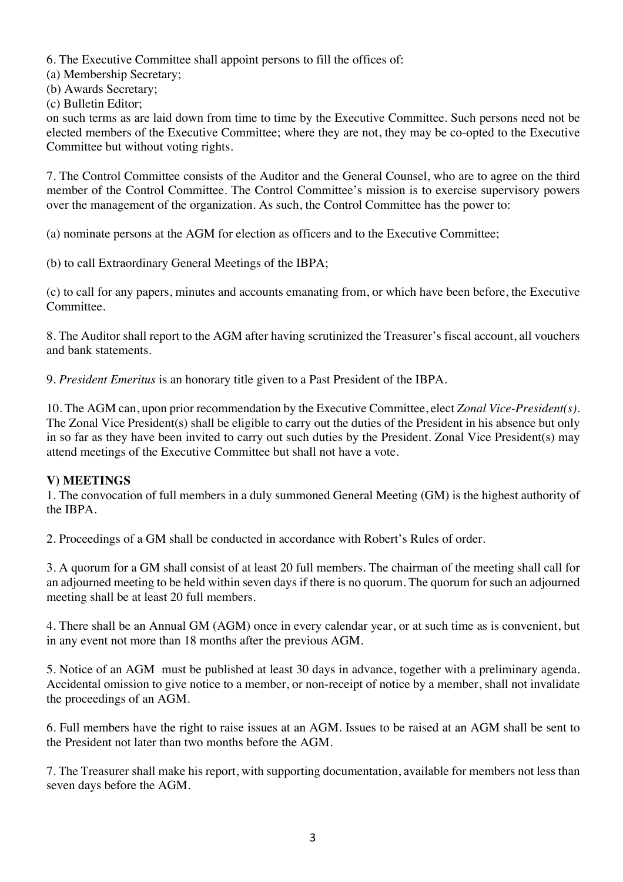6. The Executive Committee shall appoint persons to fill the offices of:
(a) Membership Secretary;
(b) Awards Secretary;
(c) Bulletin Editor;
on such terms as are laid down from time to time by the Executive Committee. Such persons need not be elected members of the Executive Committee; where they are not, they may be co-opted to the Executive Committee but without voting rights.

7. The Control Committee consists of the Auditor and the General Counsel, who are to agree on the third member of the Control Committee. The Control Committee's mission is to exercise supervisory powers over the management of the organization. As such, the Control Committee has the power to:

(a) nominate persons at the AGM for election as officers and to the Executive Committee;

(b) to call Extraordinary General Meetings of the IBPA;

(c) to call for any papers, minutes and accounts emanating from, or which have been before, the Executive Committee.

8. The Auditor shall report to the AGM after having scrutinized the Treasurer's fiscal account, all vouchers and bank statements.

9. *President Emeritus* is an honorary title given to a Past President of the IBPA.

10. The AGM can, upon prior recommendation by the Executive Committee, elect *Zonal Vice-President(s)*. The Zonal Vice President(s) shall be eligible to carry out the duties of the President in his absence but only in so far as they have been invited to carry out such duties by the President. Zonal Vice President(s) may attend meetings of the Executive Committee but shall not have a vote.

**V) MEETINGS**

1. The convocation of full members in a duly summoned General Meeting (GM) is the highest authority of the IBPA.

2. Proceedings of a GM shall be conducted in accordance with Robert's Rules of order.

3. A quorum for a GM shall consist of at least 20 full members. The chairman of the meeting shall call for an adjourned meeting to be held within seven days if there is no quorum. The quorum for such an adjourned meeting shall be at least 20 full members.

4. There shall be an Annual GM (AGM) once in every calendar year, or at such time as is convenient, but in any event not more than 18 months after the previous AGM.

5. Notice of an AGM must be published at least 30 days in advance, together with a preliminary agenda. Accidental omission to give notice to a member, or non-receipt of notice by a member, shall not invalidate the proceedings of an AGM.

6. Full members have the right to raise issues at an AGM. Issues to be raised at an AGM shall be sent to the President not later than two months before the AGM.

7. The Treasurer shall make his report, with supporting documentation, available for members not less than seven days before the AGM.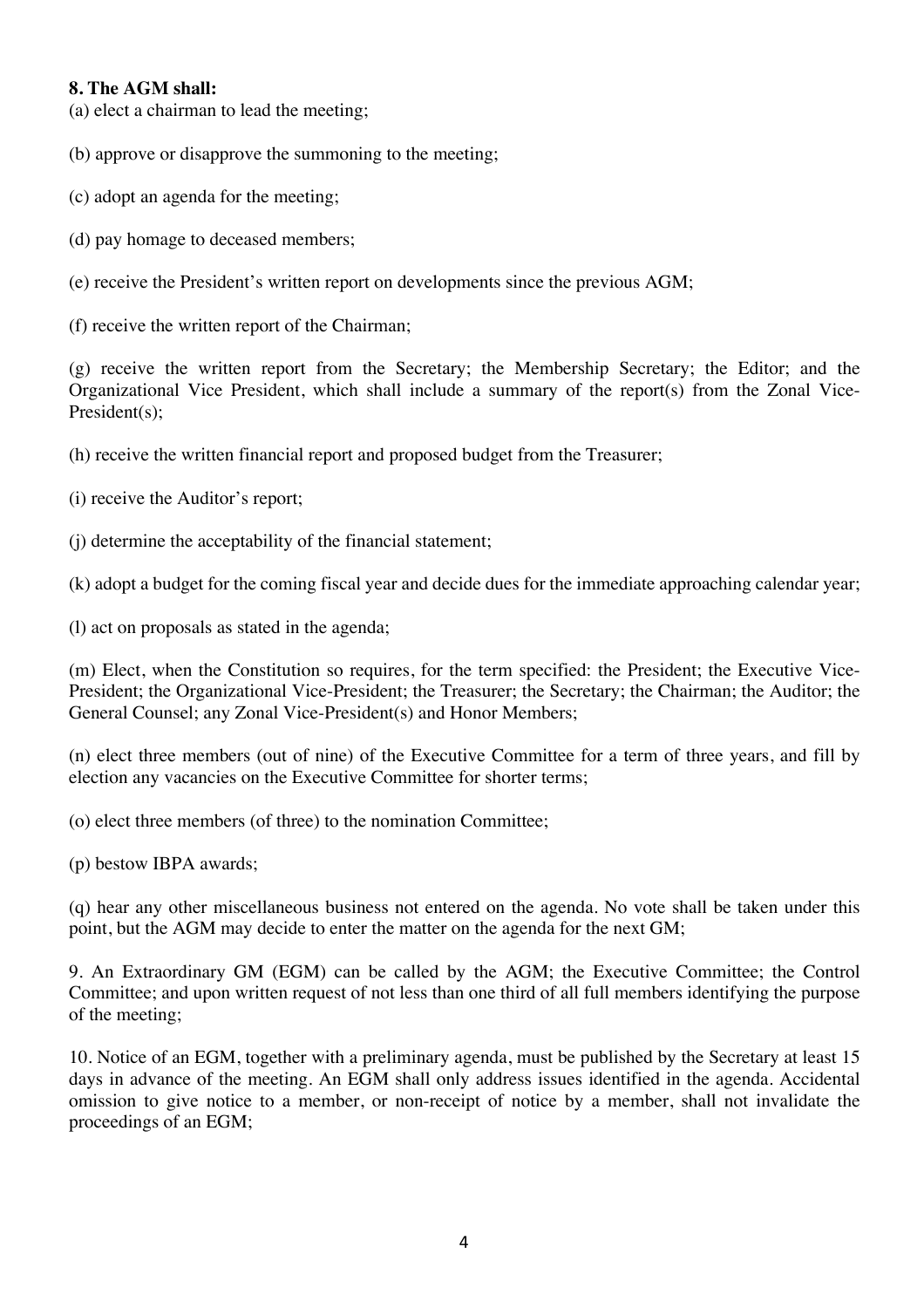**8. The AGM shall:**

(a) elect a chairman to lead the meeting;

(b) approve or disapprove the summoning to the meeting;

(c) adopt an agenda for the meeting;

(d) pay homage to deceased members;

(e) receive the President's written report on developments since the previous AGM;

(f) receive the written report of the Chairman;

(g) receive the written report from the Secretary; the Membership Secretary; the Editor; and the Organizational Vice President, which shall include a summary of the report(s) from the Zonal Vice-President(s);

(h) receive the written financial report and proposed budget from the Treasurer;

(i) receive the Auditor's report;

(j) determine the acceptability of the financial statement;

(k) adopt a budget for the coming fiscal year and decide dues for the immediate approaching calendar year;

(l) act on proposals as stated in the agenda;

(m) Elect, when the Constitution so requires, for the term specified: the President; the Executive Vice-President; the Organizational Vice-President; the Treasurer; the Secretary; the Chairman; the Auditor; the General Counsel; any Zonal Vice-President(s) and Honor Members;

(n) elect three members (out of nine) of the Executive Committee for a term of three years, and fill by election any vacancies on the Executive Committee for shorter terms;

(o) elect three members (of three) to the nomination Committee;

(p) bestow IBPA awards;

(q) hear any other miscellaneous business not entered on the agenda. No vote shall be taken under this point, but the AGM may decide to enter the matter on the agenda for the next GM;

9. An Extraordinary GM (EGM) can be called by the AGM; the Executive Committee; the Control Committee; and upon written request of not less than one third of all full members identifying the purpose of the meeting;

10. Notice of an EGM, together with a preliminary agenda, must be published by the Secretary at least 15 days in advance of the meeting. An EGM shall only address issues identified in the agenda. Accidental omission to give notice to a member, or non-receipt of notice by a member, shall not invalidate the proceedings of an EGM;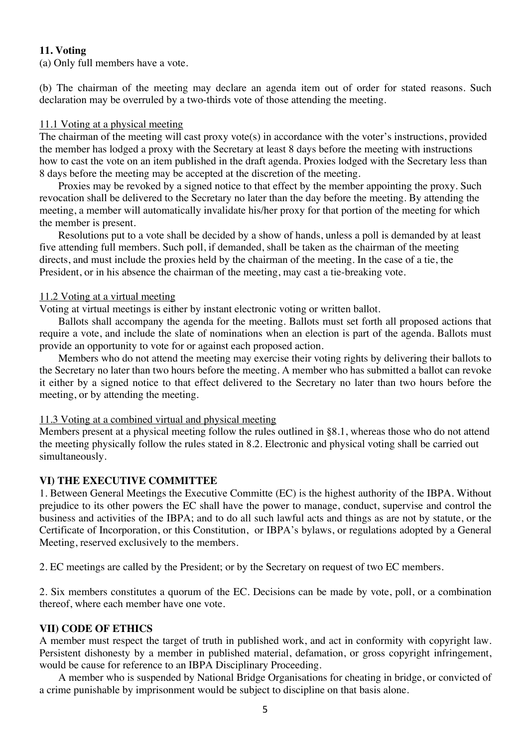**11. Voting**

(a) Only full members have a vote.

(b) The chairman of the meeting may declare an agenda item out of order for stated reasons. Such declaration may be overruled by a two-thirds vote of those attending the meeting.

11.1 Voting at a physical meeting

The chairman of the meeting will cast proxy vote(s) in accordance with the voter's instructions, provided the member has lodged a proxy with the Secretary at least 8 days before the meeting with instructions how to cast the vote on an item published in the draft agenda. Proxies lodged with the Secretary less than 8 days before the meeting may be accepted at the discretion of the meeting.

Proxies may be revoked by a signed notice to that effect by the member appointing the proxy. Such revocation shall be delivered to the Secretary no later than the day before the meeting. By attending the meeting, a member will automatically invalidate his/her proxy for that portion of the meeting for which the member is present.

Resolutions put to a vote shall be decided by a show of hands, unless a poll is demanded by at least five attending full members. Such poll, if demanded, shall be taken as the chairman of the meeting directs, and must include the proxies held by the chairman of the meeting. In the case of a tie, the President, or in his absence the chairman of the meeting, may cast a tie-breaking vote.

11.2 Voting at a virtual meeting

Voting at virtual meetings is either by instant electronic voting or written ballot.

Ballots shall accompany the agenda for the meeting. Ballots must set forth all proposed actions that require a vote, and include the slate of nominations when an election is part of the agenda. Ballots must provide an opportunity to vote for or against each proposed action.

Members who do not attend the meeting may exercise their voting rights by delivering their ballots to the Secretary no later than two hours before the meeting. A member who has submitted a ballot can revoke it either by a signed notice to that effect delivered to the Secretary no later than two hours before the meeting, or by attending the meeting.

11.3 Voting at a combined virtual and physical meeting

Members present at a physical meeting follow the rules outlined in §8.1, whereas those who do not attend the meeting physically follow the rules stated in 8.2. Electronic and physical voting shall be carried out simultaneously.

## VI) THE EXECUTIVE COMMITTEE

1. Between General Meetings the Executive Committe (EC) is the highest authority of the IBPA. Without prejudice to its other powers the EC shall have the power to manage, conduct, supervise and control the business and activities of the IBPA; and to do all such lawful acts and things as are not by statute, or the Certificate of Incorporation, or this Constitution, or IBPA's bylaws, or regulations adopted by a General Meeting, reserved exclusively to the members.

2. EC meetings are called by the President; or by the Secretary on request of two EC members.

2. Six members constitutes a quorum of the EC. Decisions can be made by vote, poll, or a combination thereof, where each member have one vote.

## VII) CODE OF ETHICS

A member must respect the target of truth in published work, and act in conformity with copyright law. Persistent dishonesty by a member in published material, defamation, or gross copyright infringement, would be cause for reference to an IBPA Disciplinary Proceeding.

A member who is suspended by National Bridge Organisations for cheating in bridge, or convicted of a crime punishable by imprisonment would be subject to discipline on that basis alone.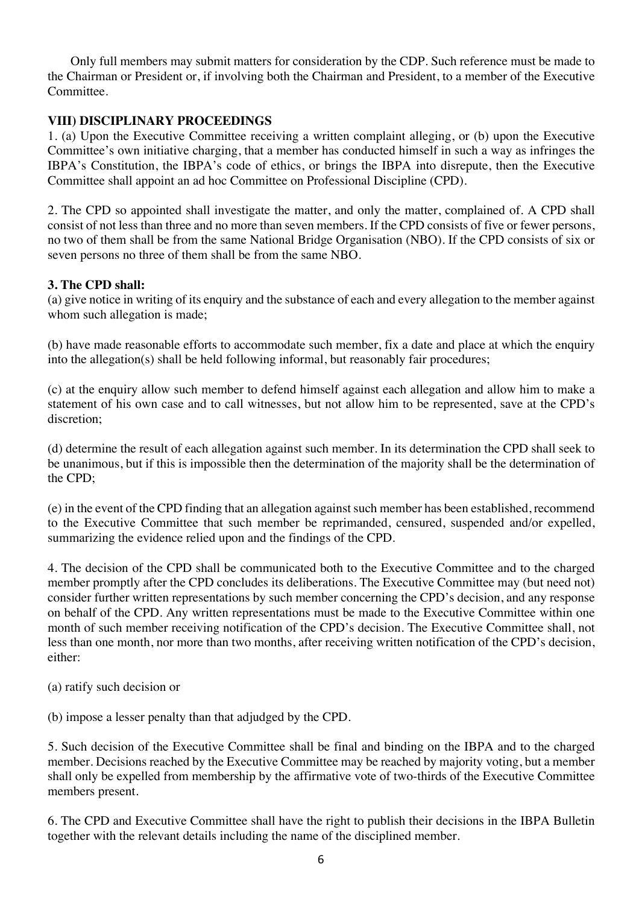Only full members may submit matters for consideration by the CDP. Such reference must be made to the Chairman or President or, if involving both the Chairman and President, to a member of the Executive Committee.

## VIII) DISCIPLINARY PROCEEDINGS

1. (a) Upon the Executive Committee receiving a written complaint alleging, or (b) upon the Executive Committee's own initiative charging, that a member has conducted himself in such a way as infringes the IBPA's Constitution, the IBPA's code of ethics, or brings the IBPA into disrepute, then the Executive Committee shall appoint an ad hoc Committee on Professional Discipline (CPD).

2. The CPD so appointed shall investigate the matter, and only the matter, complained of. A CPD shall consist of not less than three and no more than seven members. If the CPD consists of five or fewer persons, no two of them shall be from the same National Bridge Organisation (NBO). If the CPD consists of six or seven persons no three of them shall be from the same NBO.

**3. The CPD shall:**

(a) give notice in writing of its enquiry and the substance of each and every allegation to the member against whom such allegation is made;

(b) have made reasonable efforts to accommodate such member, fix a date and place at which the enquiry into the allegation(s) shall be held following informal, but reasonably fair procedures;

(c) at the enquiry allow such member to defend himself against each allegation and allow him to make a statement of his own case and to call witnesses, but not allow him to be represented, save at the CPD's discretion;

(d) determine the result of each allegation against such member. In its determination the CPD shall seek to be unanimous, but if this is impossible then the determination of the majority shall be the determination of the CPD;

(e) in the event of the CPD finding that an allegation against such member has been established, recommend to the Executive Committee that such member be reprimanded, censured, suspended and/or expelled, summarizing the evidence relied upon and the findings of the CPD.

4. The decision of the CPD shall be communicated both to the Executive Committee and to the charged member promptly after the CPD concludes its deliberations. The Executive Committee may (but need not) consider further written representations by such member concerning the CPD's decision, and any response on behalf of the CPD. Any written representations must be made to the Executive Committee within one month of such member receiving notification of the CPD's decision. The Executive Committee shall, not less than one month, nor more than two months, after receiving written notification of the CPD's decision, either:

(a) ratify such decision or

(b) impose a lesser penalty than that adjudged by the CPD.

5. Such decision of the Executive Committee shall be final and binding on the IBPA and to the charged member. Decisions reached by the Executive Committee may be reached by majority voting, but a member shall only be expelled from membership by the affirmative vote of two-thirds of the Executive Committee members present.

6. The CPD and Executive Committee shall have the right to publish their decisions in the IBPA Bulletin together with the relevant details including the name of the disciplined member.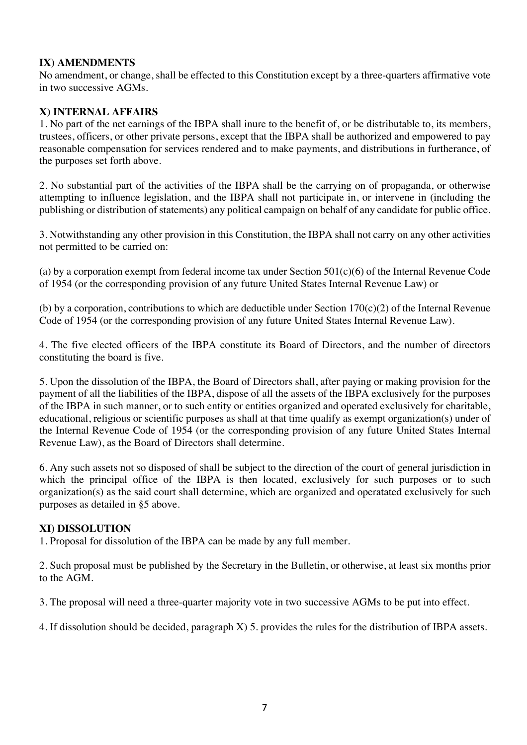**IX) AMENDMENTS**

No amendment, or change, shall be effected to this Constitution except by a three-quarters affirmative vote in two successive AGMs.

**X) INTERNAL AFFAIRS**

1. No part of the net earnings of the IBPA shall inure to the benefit of, or be distributable to, its members, trustees, officers, or other private persons, except that the IBPA shall be authorized and empowered to pay reasonable compensation for services rendered and to make payments, and distributions in furtherance, of the purposes set forth above.

2. No substantial part of the activities of the IBPA shall be the carrying on of propaganda, or otherwise attempting to influence legislation, and the IBPA shall not participate in, or intervene in (including the publishing or distribution of statements) any political campaign on behalf of any candidate for public office.

3. Notwithstanding any other provision in this Constitution, the IBPA shall not carry on any other activities not permitted to be carried on:

(a) by a corporation exempt from federal income tax under Section 501(c)(6) of the Internal Revenue Code of 1954 (or the corresponding provision of any future United States Internal Revenue Law) or

(b) by a corporation, contributions to which are deductible under Section 170(c)(2) of the Internal Revenue Code of 1954 (or the corresponding provision of any future United States Internal Revenue Law).

4. The five elected officers of the IBPA constitute its Board of Directors, and the number of directors constituting the board is five.

5. Upon the dissolution of the IBPA, the Board of Directors shall, after paying or making provision for the payment of all the liabilities of the IBPA, dispose of all the assets of the IBPA exclusively for the purposes of the IBPA in such manner, or to such entity or entities organized and operated exclusively for charitable, educational, religious or scientific purposes as shall at that time qualify as exempt organization(s) under of the Internal Revenue Code of 1954 (or the corresponding provision of any future United States Internal Revenue Law), as the Board of Directors shall determine.

6. Any such assets not so disposed of shall be subject to the direction of the court of general jurisdiction in which the principal office of the IBPA is then located, exclusively for such purposes or to such organization(s) as the said court shall determine, which are organized and operatated exclusively for such purposes as detailed in §5 above.

**XI) DISSOLUTION**

1. Proposal for dissolution of the IBPA can be made by any full member.

2. Such proposal must be published by the Secretary in the Bulletin, or otherwise, at least six months prior to the AGM.

3. The proposal will need a three-quarter majority vote in two successive AGMs to be put into effect.

4. If dissolution should be decided, paragraph X) 5. provides the rules for the distribution of IBPA assets.